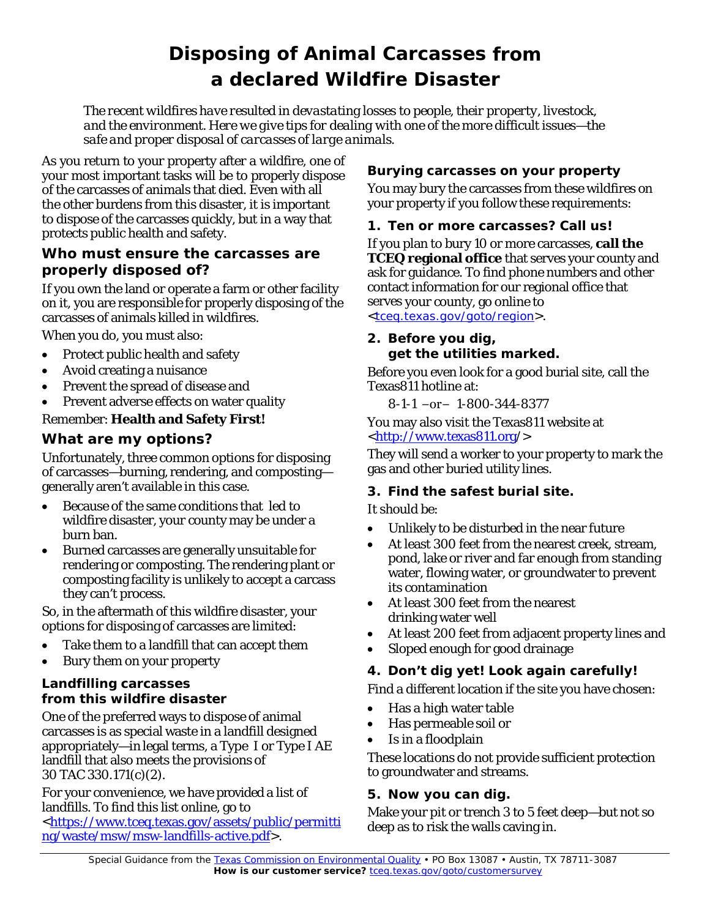# Disposing of Animal Carcasses from a declared Wildfire Disaster

*The recent wildfires have resulted in devastating losses to people, their property, livestock, and the environment. Here we give tips for dealing with one of the more difficult issues—the safe and proper disposal of carcasses of large animals.*

As you return to your property after a wildfire, one of your most important tasks will be to properly dispose of the carcasses of animals that died. Even with all the other burdens from this disaster, it is important to dispose of the carcasses quickly, but in a way that protects public health and safety.

## Who must ensure the carcasses are properly disposed of?

If you own the land or operate a farm or other facility on it, you are responsible for properly disposing of the carcasses of animals killed in wildfires.

When you do, you must also:

- Protect public health and safety
- Avoid creating a nuisance
- Prevent the spread of disease and
- Prevent adverse effects on water quality

Remember: **Health and Safety First!**

## What are my options?

Unfortunately, three common options for disposing of carcasses—burning, rendering, and composting—generally aren't available in this case.

- Because of the same conditions that led to wildfire disaster, your county may be under a burn ban.
- Burned carcasses are generally unsuitable for rendering or composting. The rendering plant or composting facility is unlikely to accept a carcass they can't process.

So, in the aftermath of this wildfire disaster, your options for disposing of carcasses are limited:

- Take them to a landfill that can accept them
- Bury them on your property

### Landfilling carcasses from this wildfire disaster

One of the preferred ways to dispose of animal carcasses is as special waste in a landfill designed appropriately—in legal terms, a Type I or Type I AE landfill that also meets the provisions of 30 TAC 330.171(c)(2).

For your convenience, we have provided a list of landfills. To find this list online, go to <https://www.tceq.texas.gov/assets/public/permitting/waste/msw/msw-landfills-active.pdf>.

### Burying carcasses on your property

You may bury the carcasses from these wildfires on your property if you follow these requirements:

#### 1. Ten or more carcasses? Call us!

If you plan to bury 10 or more carcasses, **call the TCEQ regional office** that serves your county and ask for guidance. To find phone numbers and other contact information for our regional office that serves your county, go online to <tceq.texas.gov/goto/region>.

#### 2. Before you dig, get the utilities marked.

Before you even look for a good burial site, call the Texas811 hotline at:

8-1-1 –or– 1-800-344-8377

You may also visit the Texas811 website at <http://www.texas811.org/>

They will send a worker to your property to mark the gas and other buried utility lines.

#### 3. Find the safest burial site.

It should be:

- Unlikely to be disturbed in the near future
- At least 300 feet from the nearest creek, stream, pond, lake or river and far enough from standing water, flowing water, or groundwater to prevent its contamination
- At least 300 feet from the nearest drinking water well
- At least 200 feet from adjacent property lines and
- Sloped enough for good drainage

#### 4. Don't dig yet! Look again carefully!

Find a different location if the site you have chosen:

- Has a high water table
- Has permeable soil or
- Is in a floodplain

These locations do not provide sufficient protection to groundwater and streams.

#### 5. Now you can dig.

Make your pit or trench 3 to 5 feet deep—but not so deep as to risk the walls caving in.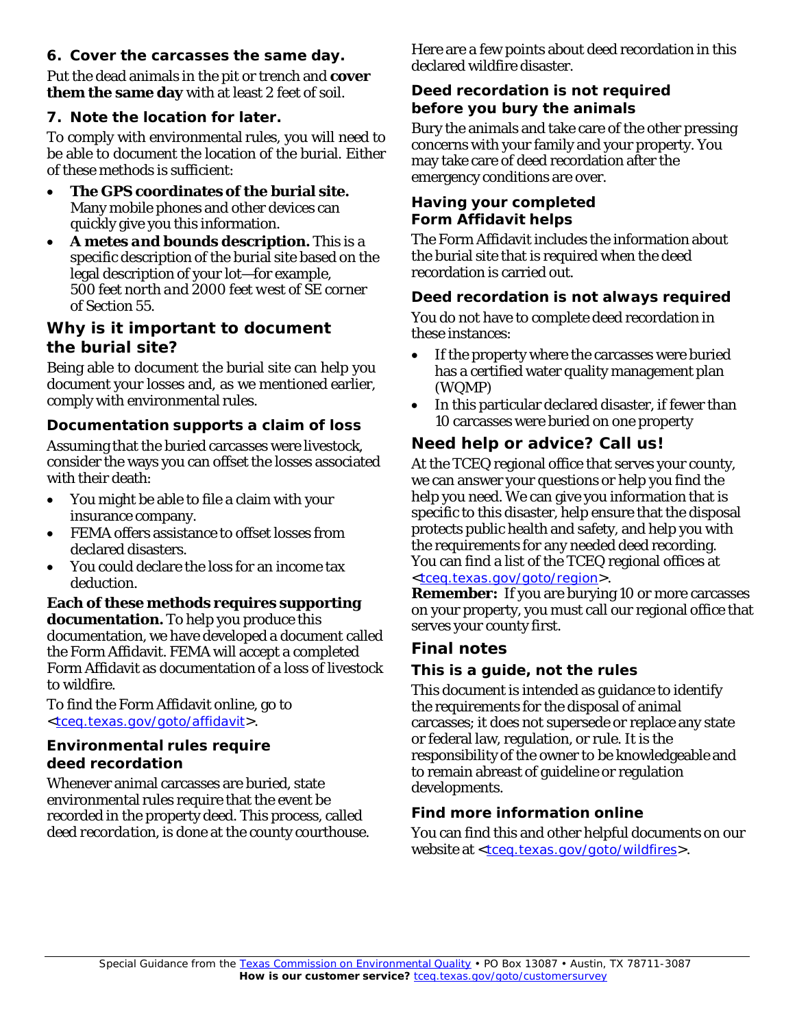### 6. Cover the carcasses the same day.

Put the dead animals in the pit or trench and **cover them the same day** with at least 2 feet of soil.

### 7. Note the location for later.

To comply with environmental rules, you will need to be able to document the location of the burial. Either of these methods is sufficient:

- **The GPS coordinates of the burial site.** Many mobile phones and other devices can quickly give you this information.
- ***A metes and bounds description.*** This is a specific description of the burial site based on the legal description of your lot—for example, *500 feet north and 2000 feet west of SE corner of Section 55.*

## Why is it important to document the burial site?

Being able to document the burial site can help you document your losses and, as we mentioned earlier, comply with environmental rules.

### Documentation supports a claim of loss

Assuming that the buried carcasses were livestock, consider the ways you can offset the losses associated with their death:

- You might be able to file a claim with your insurance company.
- FEMA offers assistance to offset losses from declared disasters.
- You could declare the loss for an income tax deduction.

**Each of these methods requires supporting documentation.** To help you produce this documentation, we have developed a document called the Form Affidavit. FEMA will accept a completed Form Affidavit as documentation of a loss of livestock to wildfire.

To find the Form Affidavit online, go to <tceq.texas.gov/goto/affidavit>.

### Environmental rules require deed recordation

Whenever animal carcasses are buried, state environmental rules require that the event be recorded in the property deed. This process, called *deed recordation*, is done at the county courthouse.

Here are a few points about deed recordation in this declared wildfire disaster.

### Deed recordation is not required before you bury the animals

Bury the animals and take care of the other pressing concerns with your family and your property. You may take care of deed recordation after the emergency conditions are over.

### Having your completed Form Affidavit helps

The Form Affidavit includes the information about the burial site that is required when the deed recordation is carried out.

### Deed recordation is not always required

You do not have to complete deed recordation in these instances:

- If the property where the carcasses were buried has a certified water quality management plan (WQMP)
- In this particular declared disaster, if fewer than 10 carcasses were buried on one property

## Need help or advice? Call us!

At the TCEQ regional office that serves your county, we can answer your questions or help you find the help you need. We can give you information that is specific to this disaster, help ensure that the disposal protects public health and safety, and help you with the requirements for any needed deed recording. You can find a list of the TCEQ regional offices at <tceq.texas.gov/goto/region>.

**Remember:** If you are burying 10 or more carcasses on your property, you must call our regional office that serves your county first.

## Final notes

### This is a guide, not the rules

This document is intended as guidance to identify the requirements for the disposal of animal carcasses; it does not supersede or replace any state or federal law, regulation, or rule. It is the responsibility of the owner to be knowledgeable and to remain abreast of guideline or regulation developments.

### Find more information online

You can find this and other helpful documents on our website at <tceq.texas.gov/goto/wildfires>.

Special Guidance from the Texas Commission on Environmental Quality • PO Box 13087 • Austin, TX 78711-3087
**How is our customer service?** tceq.texas.gov/goto/customersurvey